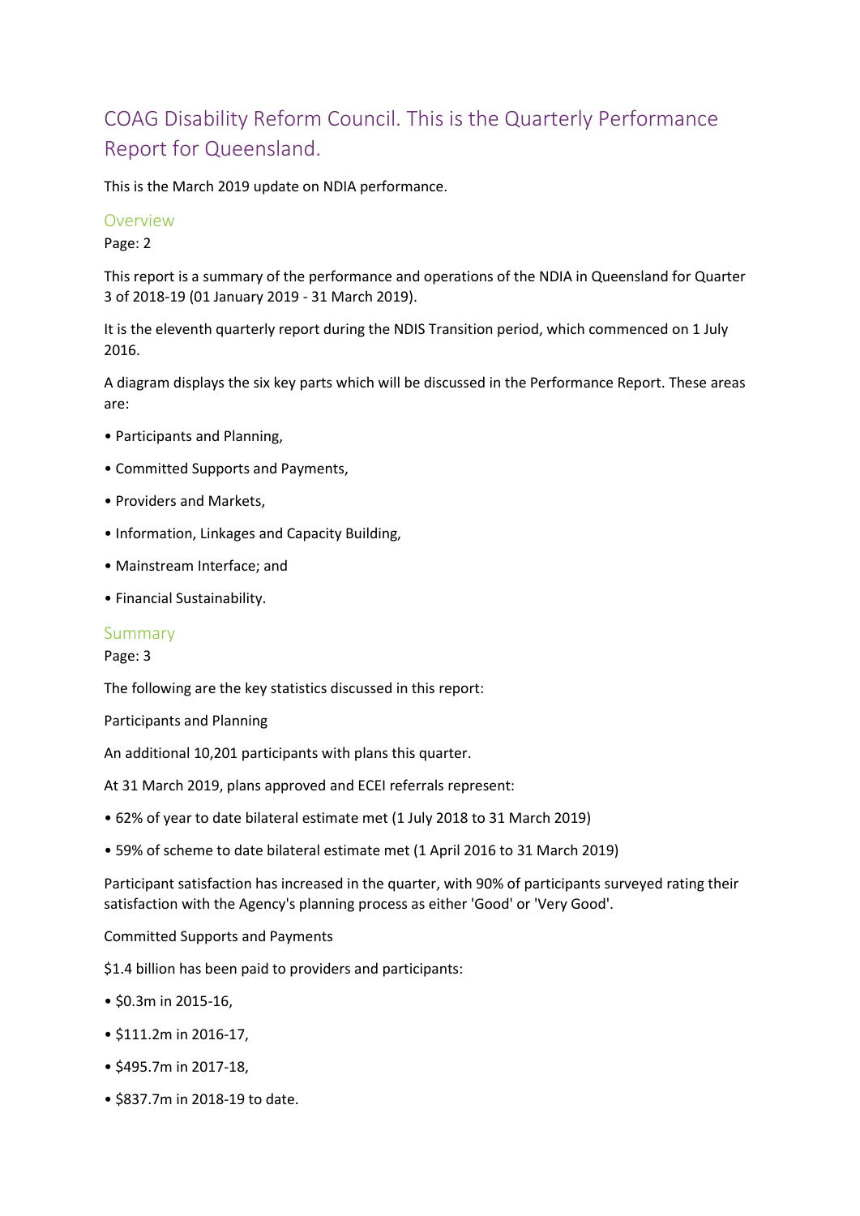# COAG Disability Reform Council. This is the Quarterly Performance Report for Queensland.

This is the March 2019 update on NDIA performance.

## Overview

Page: 2

This report is a summary of the performance and operations of the NDIA in Queensland for Quarter 3 of 2018-19 (01 January 2019 - 31 March 2019).

It is the eleventh quarterly report during the NDIS Transition period, which commenced on 1 July 2016.

A diagram displays the six key parts which will be discussed in the Performance Report. These areas are:

- Participants and Planning,
- Committed Supports and Payments,
- Providers and Markets,
- Information, Linkages and Capacity Building,
- Mainstream Interface; and
- Financial Sustainability.

## Summary

Page: 3

The following are the key statistics discussed in this report:

Participants and Planning

An additional 10,201 participants with plans this quarter.

At 31 March 2019, plans approved and ECEI referrals represent:

- 62% of year to date bilateral estimate met (1 July 2018 to 31 March 2019)
- 59% of scheme to date bilateral estimate met (1 April 2016 to 31 March 2019)

Participant satisfaction has increased in the quarter, with 90% of participants surveyed rating their satisfaction with the Agency's planning process as either 'Good' or 'Very Good'.

Committed Supports and Payments

$1.4 billion has been paid to providers and participants:

- $0.3m in 2015-16,
- $111.2m in 2016-17,
- $495.7m in 2017-18,
- $837.7m in 2018-19 to date.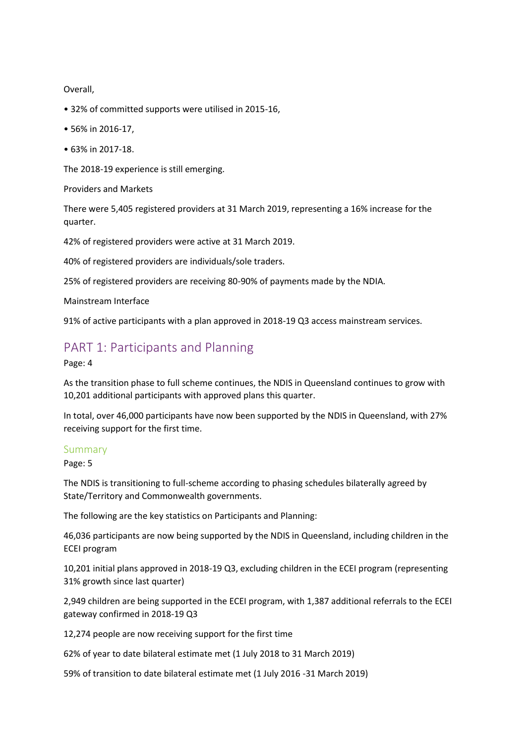Overall,

- 32% of committed supports were utilised in 2015-16,
- 56% in 2016-17,
- 63% in 2017-18.

The 2018-19 experience is still emerging.

Providers and Markets

There were 5,405 registered providers at 31 March 2019, representing a 16% increase for the quarter.

42% of registered providers were active at 31 March 2019.

40% of registered providers are individuals/sole traders.

25% of registered providers are receiving 80-90% of payments made by the NDIA.

Mainstream Interface

91% of active participants with a plan approved in 2018-19 Q3 access mainstream services.

## PART 1: Participants and Planning

Page: 4

As the transition phase to full scheme continues, the NDIS in Queensland continues to grow with 10,201 additional participants with approved plans this quarter.

In total, over 46,000 participants have now been supported by the NDIS in Queensland, with 27% receiving support for the first time.

### Summary

Page: 5

The NDIS is transitioning to full-scheme according to phasing schedules bilaterally agreed by State/Territory and Commonwealth governments.

The following are the key statistics on Participants and Planning:

46,036 participants are now being supported by the NDIS in Queensland, including children in the ECEI program

10,201 initial plans approved in 2018-19 Q3, excluding children in the ECEI program (representing 31% growth since last quarter)

2,949 children are being supported in the ECEI program, with 1,387 additional referrals to the ECEI gateway confirmed in 2018-19 Q3

12,274 people are now receiving support for the first time

62% of year to date bilateral estimate met (1 July 2018 to 31 March 2019)

59% of transition to date bilateral estimate met (1 July 2016 -31 March 2019)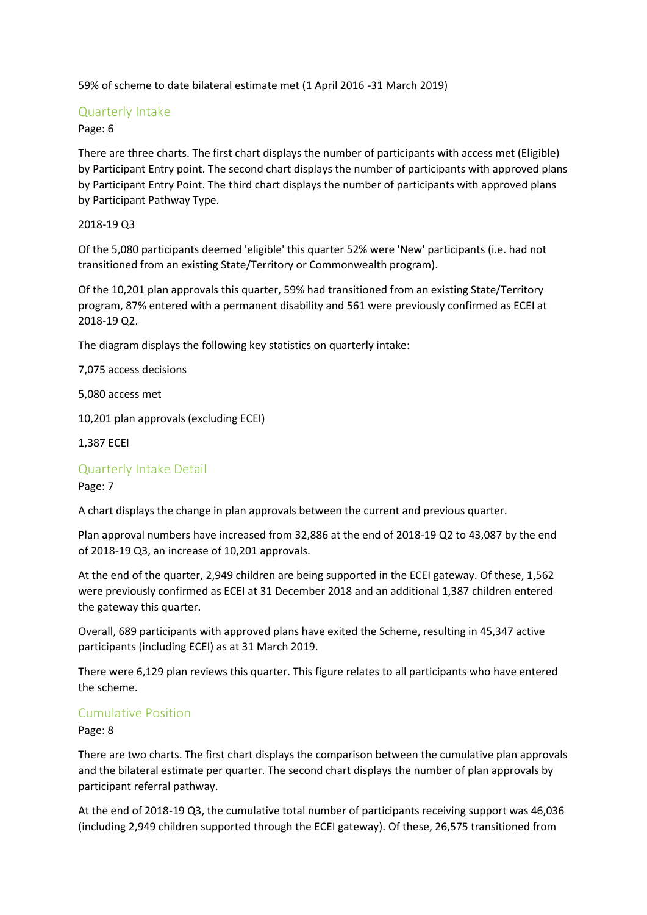59% of scheme to date bilateral estimate met (1 April 2016 -31 March 2019)

## Quarterly Intake

Page: 6

There are three charts. The first chart displays the number of participants with access met (Eligible) by Participant Entry point. The second chart displays the number of participants with approved plans by Participant Entry Point. The third chart displays the number of participants with approved plans by Participant Pathway Type.

2018-19 Q3

Of the 5,080 participants deemed 'eligible' this quarter 52% were 'New' participants (i.e. had not transitioned from an existing State/Territory or Commonwealth program).

Of the 10,201 plan approvals this quarter, 59% had transitioned from an existing State/Territory program, 87% entered with a permanent disability and 561 were previously confirmed as ECEI at 2018-19 Q2.

The diagram displays the following key statistics on quarterly intake:

7,075 access decisions

5,080 access met

10,201 plan approvals (excluding ECEI)

1,387 ECEI

## Quarterly Intake Detail

Page: 7

A chart displays the change in plan approvals between the current and previous quarter.

Plan approval numbers have increased from 32,886 at the end of 2018-19 Q2 to 43,087 by the end of 2018-19 Q3, an increase of 10,201 approvals.

At the end of the quarter, 2,949 children are being supported in the ECEI gateway. Of these, 1,562 were previously confirmed as ECEI at 31 December 2018 and an additional 1,387 children entered the gateway this quarter.

Overall, 689 participants with approved plans have exited the Scheme, resulting in 45,347 active participants (including ECEI) as at 31 March 2019.

There were 6,129 plan reviews this quarter. This figure relates to all participants who have entered the scheme.

## Cumulative Position

Page: 8

There are two charts. The first chart displays the comparison between the cumulative plan approvals and the bilateral estimate per quarter. The second chart displays the number of plan approvals by participant referral pathway.

At the end of 2018-19 Q3, the cumulative total number of participants receiving support was 46,036 (including 2,949 children supported through the ECEI gateway). Of these, 26,575 transitioned from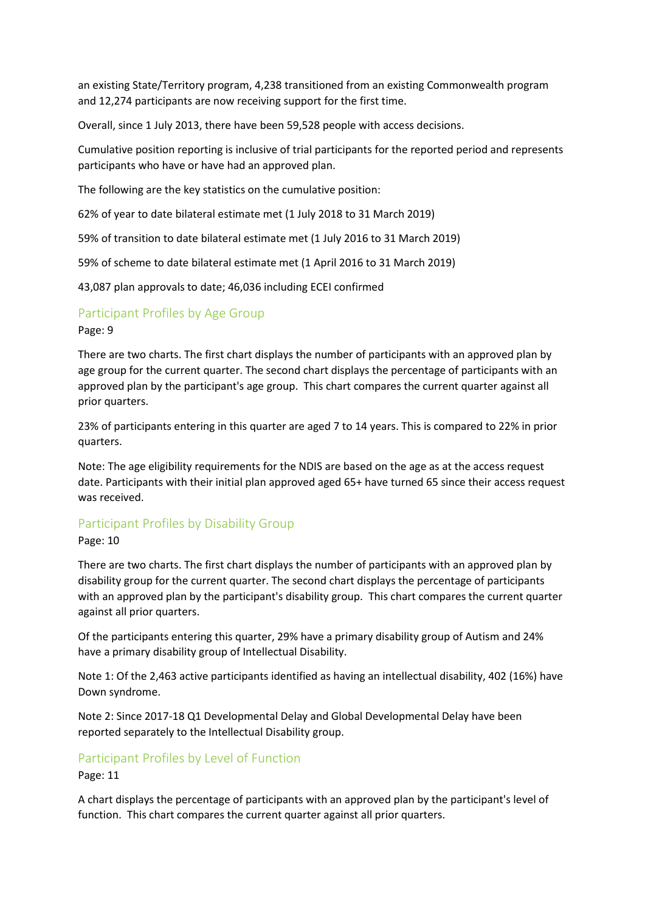an existing State/Territory program, 4,238 transitioned from an existing Commonwealth program and 12,274 participants are now receiving support for the first time.

Overall, since 1 July 2013, there have been 59,528 people with access decisions.

Cumulative position reporting is inclusive of trial participants for the reported period and represents participants who have or have had an approved plan.

The following are the key statistics on the cumulative position:

62% of year to date bilateral estimate met (1 July 2018 to 31 March 2019)

59% of transition to date bilateral estimate met (1 July 2016 to 31 March 2019)

59% of scheme to date bilateral estimate met (1 April 2016 to 31 March 2019)

43,087 plan approvals to date; 46,036 including ECEI confirmed

## Participant Profiles by Age Group

Page: 9

There are two charts. The first chart displays the number of participants with an approved plan by age group for the current quarter. The second chart displays the percentage of participants with an approved plan by the participant's age group. This chart compares the current quarter against all prior quarters.

23% of participants entering in this quarter are aged 7 to 14 years. This is compared to 22% in prior quarters.

Note: The age eligibility requirements for the NDIS are based on the age as at the access request date. Participants with their initial plan approved aged 65+ have turned 65 since their access request was received.

## Participant Profiles by Disability Group

Page: 10

There are two charts. The first chart displays the number of participants with an approved plan by disability group for the current quarter. The second chart displays the percentage of participants with an approved plan by the participant's disability group. This chart compares the current quarter against all prior quarters.

Of the participants entering this quarter, 29% have a primary disability group of Autism and 24% have a primary disability group of Intellectual Disability.

Note 1: Of the 2,463 active participants identified as having an intellectual disability, 402 (16%) have Down syndrome.

Note 2: Since 2017-18 Q1 Developmental Delay and Global Developmental Delay have been reported separately to the Intellectual Disability group.

## Participant Profiles by Level of Function

Page: 11

A chart displays the percentage of participants with an approved plan by the participant's level of function. This chart compares the current quarter against all prior quarters.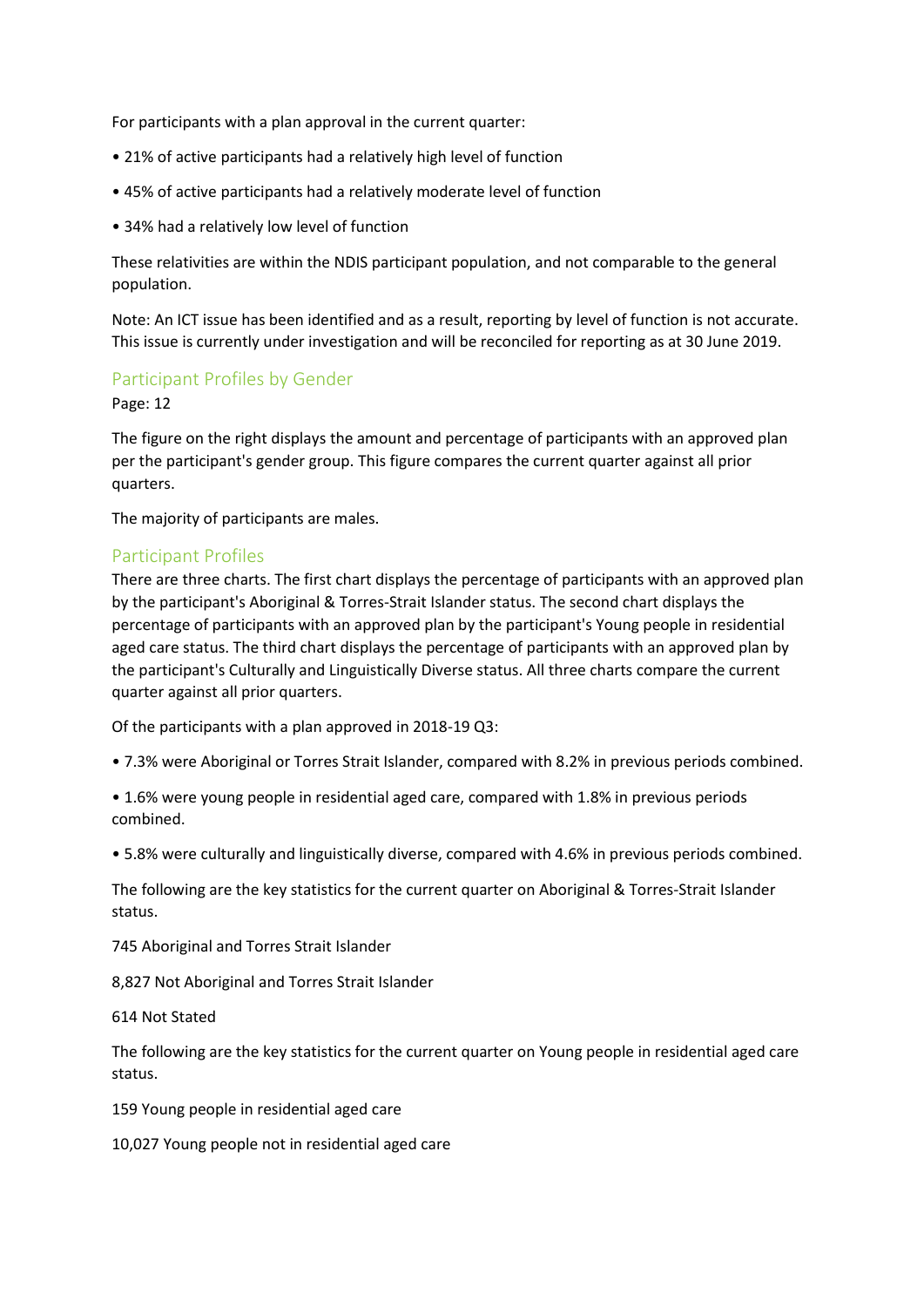For participants with a plan approval in the current quarter:

• 21% of active participants had a relatively high level of function

• 45% of active participants had a relatively moderate level of function

• 34% had a relatively low level of function

These relativities are within the NDIS participant population, and not comparable to the general population.

Note: An ICT issue has been identified and as a result, reporting by level of function is not accurate. This issue is currently under investigation and will be reconciled for reporting as at 30 June 2019.

## Participant Profiles by Gender

Page: 12

The figure on the right displays the amount and percentage of participants with an approved plan per the participant's gender group. This figure compares the current quarter against all prior quarters.

The majority of participants are males.

## Participant Profiles

There are three charts. The first chart displays the percentage of participants with an approved plan by the participant's Aboriginal & Torres-Strait Islander status. The second chart displays the percentage of participants with an approved plan by the participant's Young people in residential aged care status. The third chart displays the percentage of participants with an approved plan by the participant's Culturally and Linguistically Diverse status. All three charts compare the current quarter against all prior quarters.

Of the participants with a plan approved in 2018-19 Q3:

• 7.3% were Aboriginal or Torres Strait Islander, compared with 8.2% in previous periods combined.

• 1.6% were young people in residential aged care, compared with 1.8% in previous periods combined.

• 5.8% were culturally and linguistically diverse, compared with 4.6% in previous periods combined.

The following are the key statistics for the current quarter on Aboriginal & Torres-Strait Islander status.

745 Aboriginal and Torres Strait Islander

8,827 Not Aboriginal and Torres Strait Islander

614 Not Stated

The following are the key statistics for the current quarter on Young people in residential aged care status.

159 Young people in residential aged care

10,027 Young people not in residential aged care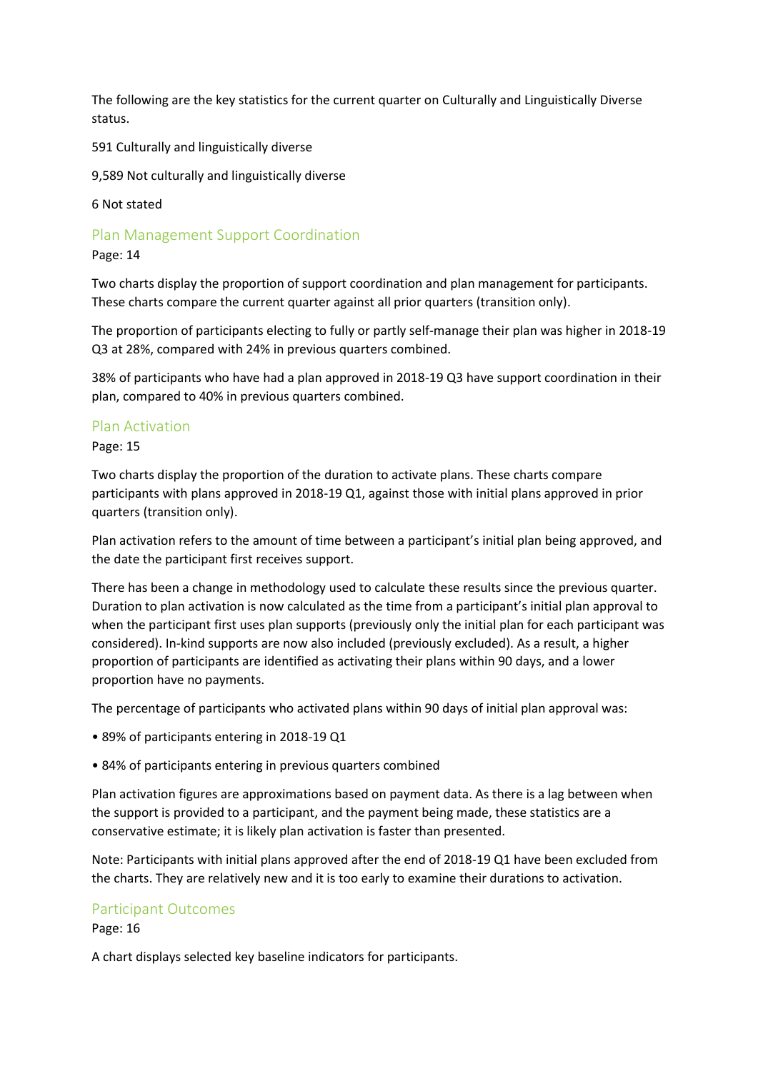The following are the key statistics for the current quarter on Culturally and Linguistically Diverse status.

591 Culturally and linguistically diverse

9,589 Not culturally and linguistically diverse

6 Not stated

## Plan Management Support Coordination

Page: 14

Two charts display the proportion of support coordination and plan management for participants. These charts compare the current quarter against all prior quarters (transition only).

The proportion of participants electing to fully or partly self-manage their plan was higher in 2018-19 Q3 at 28%, compared with 24% in previous quarters combined.

38% of participants who have had a plan approved in 2018-19 Q3 have support coordination in their plan, compared to 40% in previous quarters combined.

## Plan Activation

Page: 15

Two charts display the proportion of the duration to activate plans. These charts compare participants with plans approved in 2018-19 Q1, against those with initial plans approved in prior quarters (transition only).

Plan activation refers to the amount of time between a participant's initial plan being approved, and the date the participant first receives support.

There has been a change in methodology used to calculate these results since the previous quarter. Duration to plan activation is now calculated as the time from a participant's initial plan approval to when the participant first uses plan supports (previously only the initial plan for each participant was considered). In-kind supports are now also included (previously excluded). As a result, a higher proportion of participants are identified as activating their plans within 90 days, and a lower proportion have no payments.

The percentage of participants who activated plans within 90 days of initial plan approval was:

- 89% of participants entering in 2018-19 Q1
- 84% of participants entering in previous quarters combined

Plan activation figures are approximations based on payment data. As there is a lag between when the support is provided to a participant, and the payment being made, these statistics are a conservative estimate; it is likely plan activation is faster than presented.

Note: Participants with initial plans approved after the end of 2018-19 Q1 have been excluded from the charts. They are relatively new and it is too early to examine their durations to activation.

## Participant Outcomes

Page: 16

A chart displays selected key baseline indicators for participants.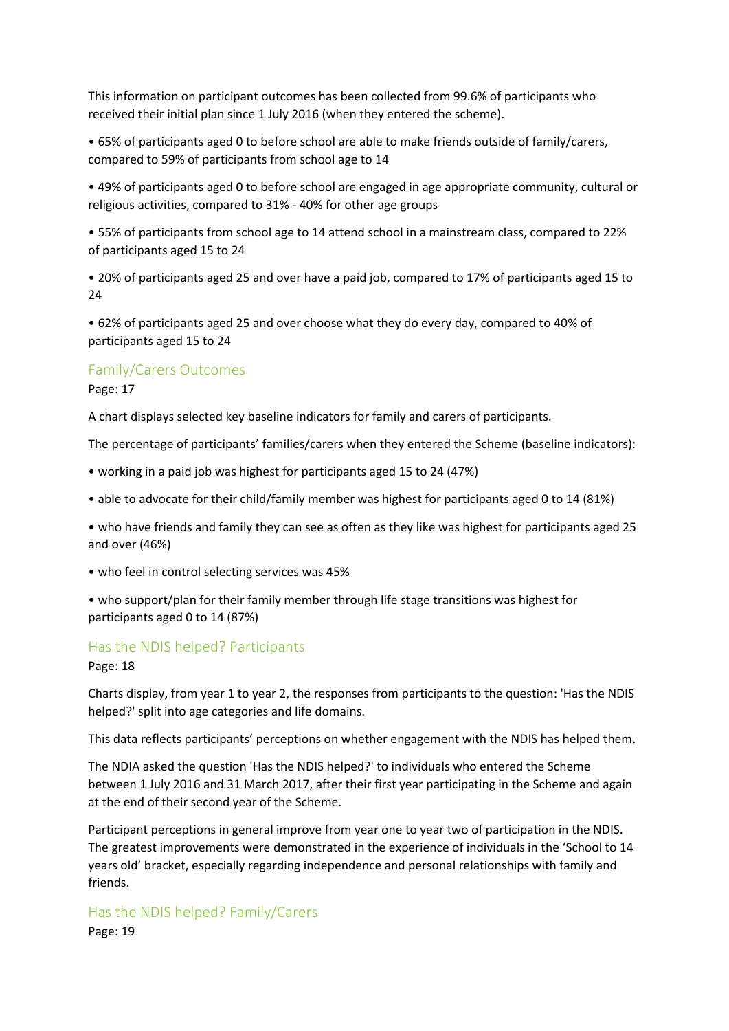This information on participant outcomes has been collected from 99.6% of participants who received their initial plan since 1 July 2016 (when they entered the scheme).

- 65% of participants aged 0 to before school are able to make friends outside of family/carers, compared to 59% of participants from school age to 14
- 49% of participants aged 0 to before school are engaged in age appropriate community, cultural or religious activities, compared to 31% - 40% for other age groups
- 55% of participants from school age to 14 attend school in a mainstream class, compared to 22% of participants aged 15 to 24
- 20% of participants aged 25 and over have a paid job, compared to 17% of participants aged 15 to 24
- 62% of participants aged 25 and over choose what they do every day, compared to 40% of participants aged 15 to 24

## Family/Carers Outcomes

Page: 17

A chart displays selected key baseline indicators for family and carers of participants.

The percentage of participants' families/carers when they entered the Scheme (baseline indicators):

- working in a paid job was highest for participants aged 15 to 24 (47%)
- able to advocate for their child/family member was highest for participants aged 0 to 14 (81%)
- who have friends and family they can see as often as they like was highest for participants aged 25 and over (46%)
- who feel in control selecting services was 45%
- who support/plan for their family member through life stage transitions was highest for participants aged 0 to 14 (87%)

## Has the NDIS helped? Participants

Page: 18

Charts display, from year 1 to year 2, the responses from participants to the question: 'Has the NDIS helped?' split into age categories and life domains.

This data reflects participants' perceptions on whether engagement with the NDIS has helped them.

The NDIA asked the question 'Has the NDIS helped?' to individuals who entered the Scheme between 1 July 2016 and 31 March 2017, after their first year participating in the Scheme and again at the end of their second year of the Scheme.

Participant perceptions in general improve from year one to year two of participation in the NDIS. The greatest improvements were demonstrated in the experience of individuals in the 'School to 14 years old' bracket, especially regarding independence and personal relationships with family and friends.

## Has the NDIS helped? Family/Carers

Page: 19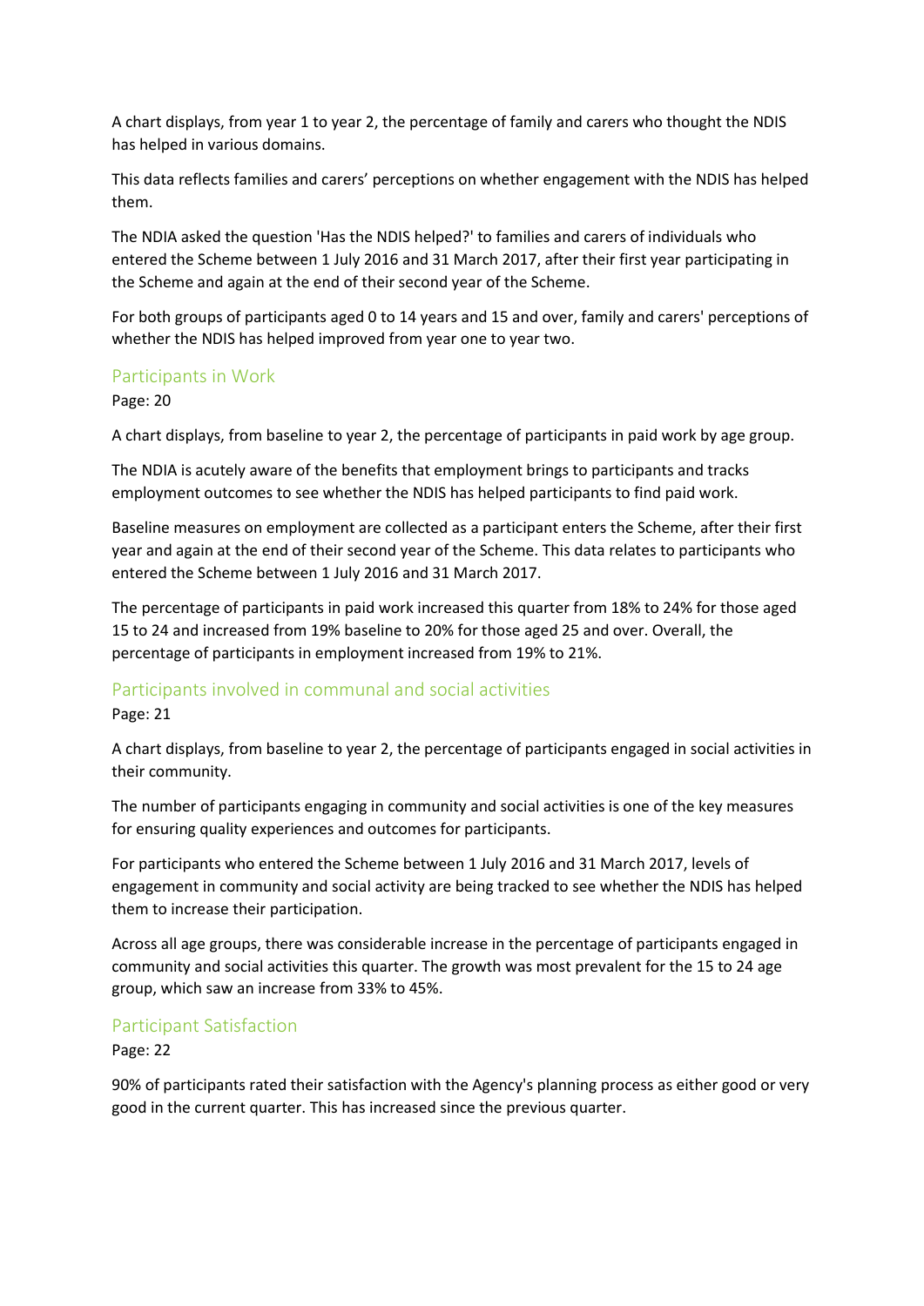A chart displays, from year 1 to year 2, the percentage of family and carers who thought the NDIS has helped in various domains.

This data reflects families and carers' perceptions on whether engagement with the NDIS has helped them.

The NDIA asked the question 'Has the NDIS helped?' to families and carers of individuals who entered the Scheme between 1 July 2016 and 31 March 2017, after their first year participating in the Scheme and again at the end of their second year of the Scheme.

For both groups of participants aged 0 to 14 years and 15 and over, family and carers' perceptions of whether the NDIS has helped improved from year one to year two.

## Participants in Work

Page: 20

A chart displays, from baseline to year 2, the percentage of participants in paid work by age group.

The NDIA is acutely aware of the benefits that employment brings to participants and tracks employment outcomes to see whether the NDIS has helped participants to find paid work.

Baseline measures on employment are collected as a participant enters the Scheme, after their first year and again at the end of their second year of the Scheme. This data relates to participants who entered the Scheme between 1 July 2016 and 31 March 2017.

The percentage of participants in paid work increased this quarter from 18% to 24% for those aged 15 to 24 and increased from 19% baseline to 20% for those aged 25 and over. Overall, the percentage of participants in employment increased from 19% to 21%.

## Participants involved in communal and social activities

Page: 21

A chart displays, from baseline to year 2, the percentage of participants engaged in social activities in their community.

The number of participants engaging in community and social activities is one of the key measures for ensuring quality experiences and outcomes for participants.

For participants who entered the Scheme between 1 July 2016 and 31 March 2017, levels of engagement in community and social activity are being tracked to see whether the NDIS has helped them to increase their participation.

Across all age groups, there was considerable increase in the percentage of participants engaged in community and social activities this quarter. The growth was most prevalent for the 15 to 24 age group, which saw an increase from 33% to 45%.

## Participant Satisfaction

Page: 22

90% of participants rated their satisfaction with the Agency's planning process as either good or very good in the current quarter. This has increased since the previous quarter.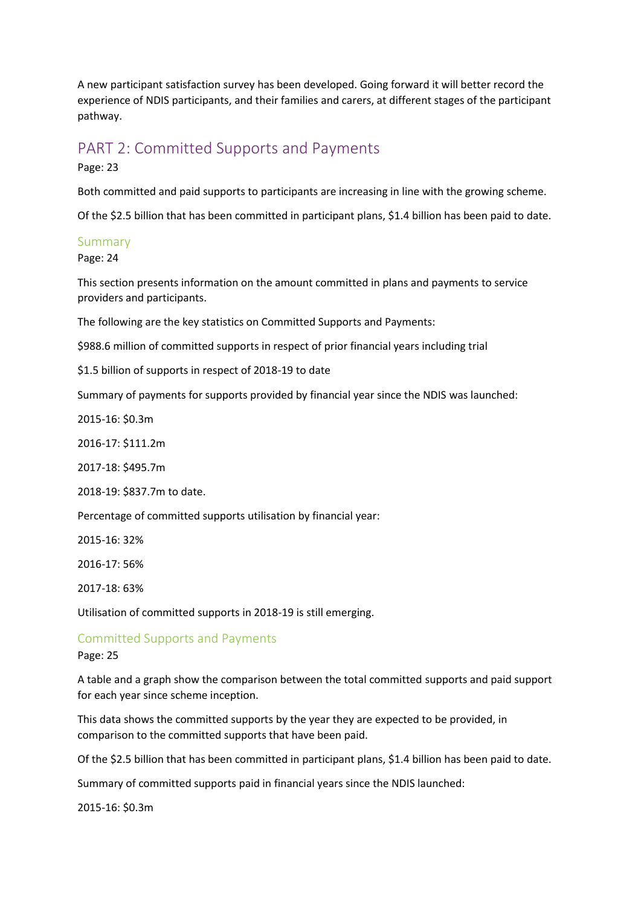A new participant satisfaction survey has been developed. Going forward it will better record the experience of NDIS participants, and their families and carers, at different stages of the participant pathway.

## PART 2: Committed Supports and Payments

Page: 23

Both committed and paid supports to participants are increasing in line with the growing scheme.

Of the $2.5 billion that has been committed in participant plans, $1.4 billion has been paid to date.

### Summary

Page: 24

This section presents information on the amount committed in plans and payments to service providers and participants.

The following are the key statistics on Committed Supports and Payments:

$988.6 million of committed supports in respect of prior financial years including trial

$1.5 billion of supports in respect of 2018-19 to date

Summary of payments for supports provided by financial year since the NDIS was launched:

2015-16: $0.3m

2016-17: $111.2m

2017-18: $495.7m

2018-19: $837.7m to date.

Percentage of committed supports utilisation by financial year:

2015-16: 32%

2016-17: 56%

2017-18: 63%

Utilisation of committed supports in 2018-19 is still emerging.

### Committed Supports and Payments

Page: 25

A table and a graph show the comparison between the total committed supports and paid support for each year since scheme inception.

This data shows the committed supports by the year they are expected to be provided, in comparison to the committed supports that have been paid.

Of the $2.5 billion that has been committed in participant plans, $1.4 billion has been paid to date.

Summary of committed supports paid in financial years since the NDIS launched:

2015-16: $0.3m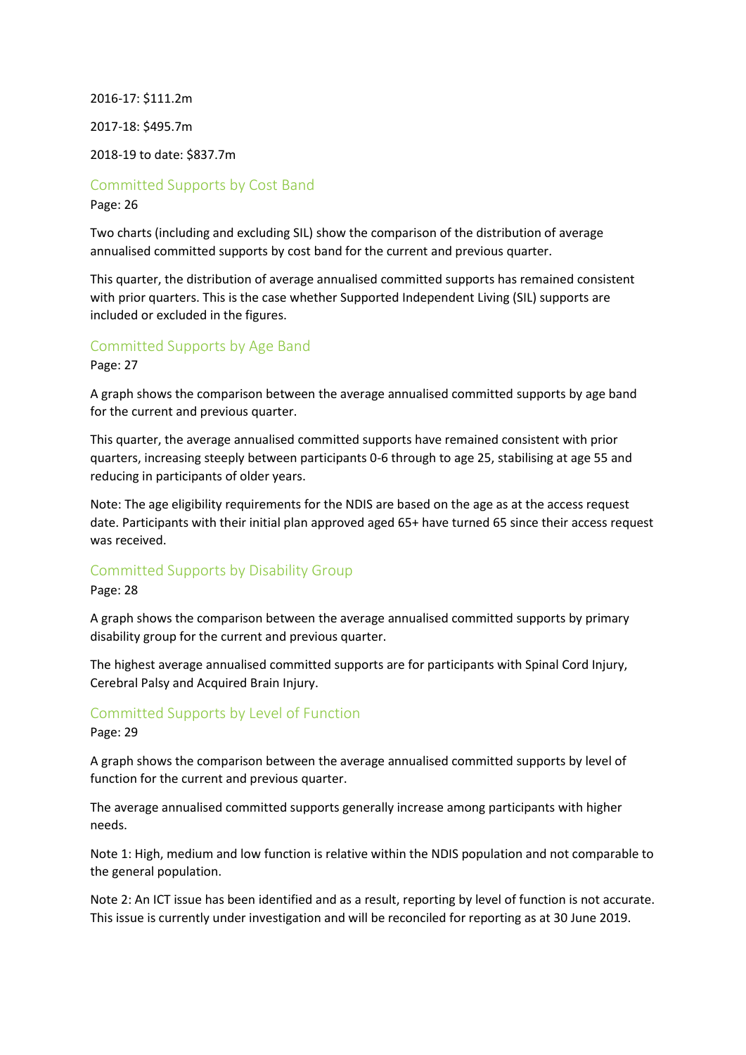2016-17: $111.2m

2017-18: $495.7m

2018-19 to date: $837.7m

## Committed Supports by Cost Band

Page: 26

Two charts (including and excluding SIL) show the comparison of the distribution of average annualised committed supports by cost band for the current and previous quarter.

This quarter, the distribution of average annualised committed supports has remained consistent with prior quarters. This is the case whether Supported Independent Living (SIL) supports are included or excluded in the figures.

## Committed Supports by Age Band

Page: 27

A graph shows the comparison between the average annualised committed supports by age band for the current and previous quarter.

This quarter, the average annualised committed supports have remained consistent with prior quarters, increasing steeply between participants 0-6 through to age 25, stabilising at age 55 and reducing in participants of older years.

Note: The age eligibility requirements for the NDIS are based on the age as at the access request date. Participants with their initial plan approved aged 65+ have turned 65 since their access request was received.

## Committed Supports by Disability Group

Page: 28

A graph shows the comparison between the average annualised committed supports by primary disability group for the current and previous quarter.

The highest average annualised committed supports are for participants with Spinal Cord Injury, Cerebral Palsy and Acquired Brain Injury.

## Committed Supports by Level of Function

Page: 29

A graph shows the comparison between the average annualised committed supports by level of function for the current and previous quarter.

The average annualised committed supports generally increase among participants with higher needs.

Note 1: High, medium and low function is relative within the NDIS population and not comparable to the general population.

Note 2: An ICT issue has been identified and as a result, reporting by level of function is not accurate. This issue is currently under investigation and will be reconciled for reporting as at 30 June 2019.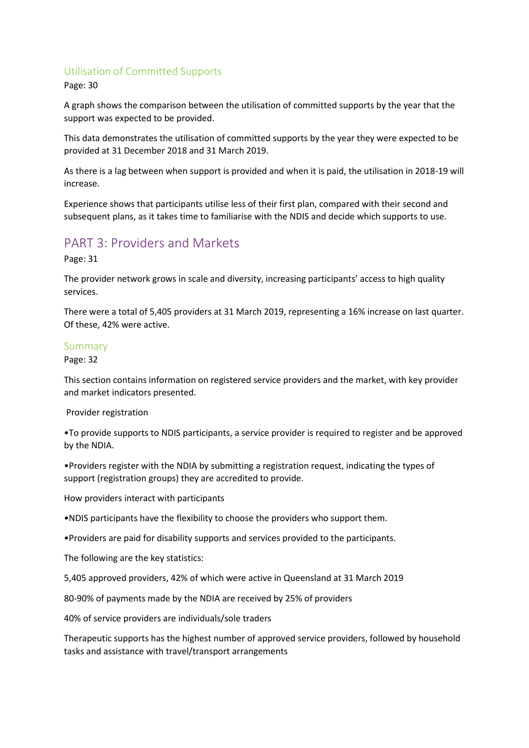## Utilisation of Committed Supports

Page: 30

A graph shows the comparison between the utilisation of committed supports by the year that the support was expected to be provided.

This data demonstrates the utilisation of committed supports by the year they were expected to be provided at 31 December 2018 and 31 March 2019.

As there is a lag between when support is provided and when it is paid, the utilisation in 2018-19 will increase.

Experience shows that participants utilise less of their first plan, compared with their second and subsequent plans, as it takes time to familiarise with the NDIS and decide which supports to use.

# PART 3: Providers and Markets

Page: 31

The provider network grows in scale and diversity, increasing participants' access to high quality services.

There were a total of 5,405 providers at 31 March 2019, representing a 16% increase on last quarter. Of these, 42% were active.

## Summary

Page: 32

This section contains information on registered service providers and the market, with key provider and market indicators presented.

Provider registration

- To provide supports to NDIS participants, a service provider is required to register and be approved by the NDIA.
- Providers register with the NDIA by submitting a registration request, indicating the types of support (registration groups) they are accredited to provide.

How providers interact with participants

- NDIS participants have the flexibility to choose the providers who support them.
- Providers are paid for disability supports and services provided to the participants.

The following are the key statistics:

5,405 approved providers, 42% of which were active in Queensland at 31 March 2019

80-90% of payments made by the NDIA are received by 25% of providers

40% of service providers are individuals/sole traders

Therapeutic supports has the highest number of approved service providers, followed by household tasks and assistance with travel/transport arrangements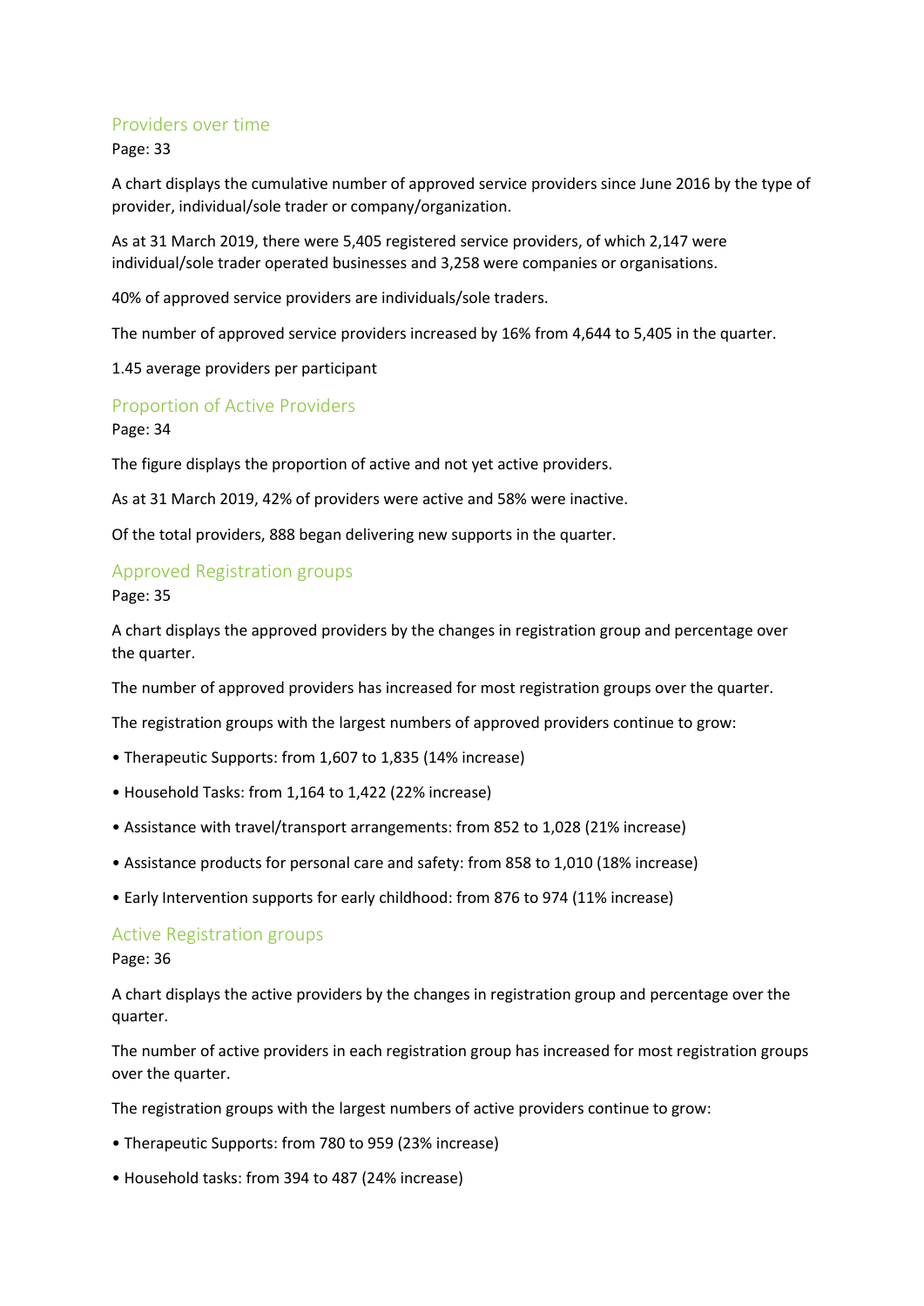## Providers over time

Page: 33

A chart displays the cumulative number of approved service providers since June 2016 by the type of provider, individual/sole trader or company/organization.

As at 31 March 2019, there were 5,405 registered service providers, of which 2,147 were individual/sole trader operated businesses and 3,258 were companies or organisations.

40% of approved service providers are individuals/sole traders.

The number of approved service providers increased by 16% from 4,644 to 5,405 in the quarter.

1.45 average providers per participant

## Proportion of Active Providers

Page: 34

The figure displays the proportion of active and not yet active providers.

As at 31 March 2019, 42% of providers were active and 58% were inactive.

Of the total providers, 888 began delivering new supports in the quarter.

## Approved Registration groups

Page: 35

A chart displays the approved providers by the changes in registration group and percentage over the quarter.

The number of approved providers has increased for most registration groups over the quarter.

The registration groups with the largest numbers of approved providers continue to grow:

- Therapeutic Supports: from 1,607 to 1,835 (14% increase)
- Household Tasks: from 1,164 to 1,422 (22% increase)
- Assistance with travel/transport arrangements: from 852 to 1,028 (21% increase)
- Assistance products for personal care and safety: from 858 to 1,010 (18% increase)
- Early Intervention supports for early childhood: from 876 to 974 (11% increase)

## Active Registration groups

Page: 36

A chart displays the active providers by the changes in registration group and percentage over the quarter.

The number of active providers in each registration group has increased for most registration groups over the quarter.

The registration groups with the largest numbers of active providers continue to grow:

- Therapeutic Supports: from 780 to 959 (23% increase)
- Household tasks: from 394 to 487 (24% increase)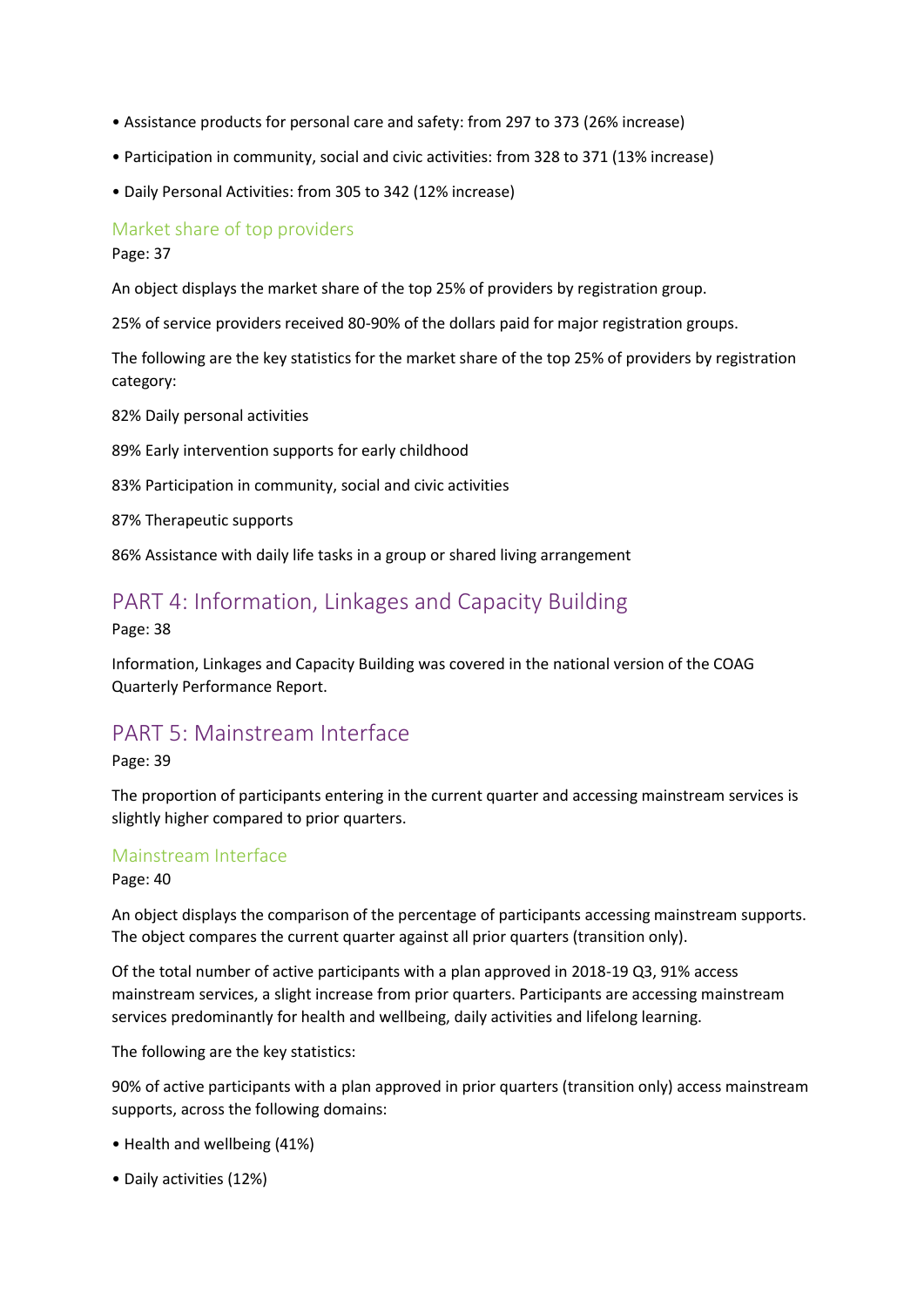- Assistance products for personal care and safety: from 297 to 373 (26% increase)
- Participation in community, social and civic activities: from 328 to 371 (13% increase)
- Daily Personal Activities: from 305 to 342 (12% increase)

### Market share of top providers

Page: 37

An object displays the market share of the top 25% of providers by registration group.

25% of service providers received 80-90% of the dollars paid for major registration groups.

The following are the key statistics for the market share of the top 25% of providers by registration category:

82% Daily personal activities

89% Early intervention supports for early childhood

83% Participation in community, social and civic activities

87% Therapeutic supports

86% Assistance with daily life tasks in a group or shared living arrangement

## PART 4: Information, Linkages and Capacity Building

Page: 38

Information, Linkages and Capacity Building was covered in the national version of the COAG Quarterly Performance Report.

## PART 5: Mainstream Interface

Page: 39

The proportion of participants entering in the current quarter and accessing mainstream services is slightly higher compared to prior quarters.

### Mainstream Interface

Page: 40

An object displays the comparison of the percentage of participants accessing mainstream supports. The object compares the current quarter against all prior quarters (transition only).

Of the total number of active participants with a plan approved in 2018-19 Q3, 91% access mainstream services, a slight increase from prior quarters. Participants are accessing mainstream services predominantly for health and wellbeing, daily activities and lifelong learning.

The following are the key statistics:

90% of active participants with a plan approved in prior quarters (transition only) access mainstream supports, across the following domains:

- Health and wellbeing (41%)
- Daily activities (12%)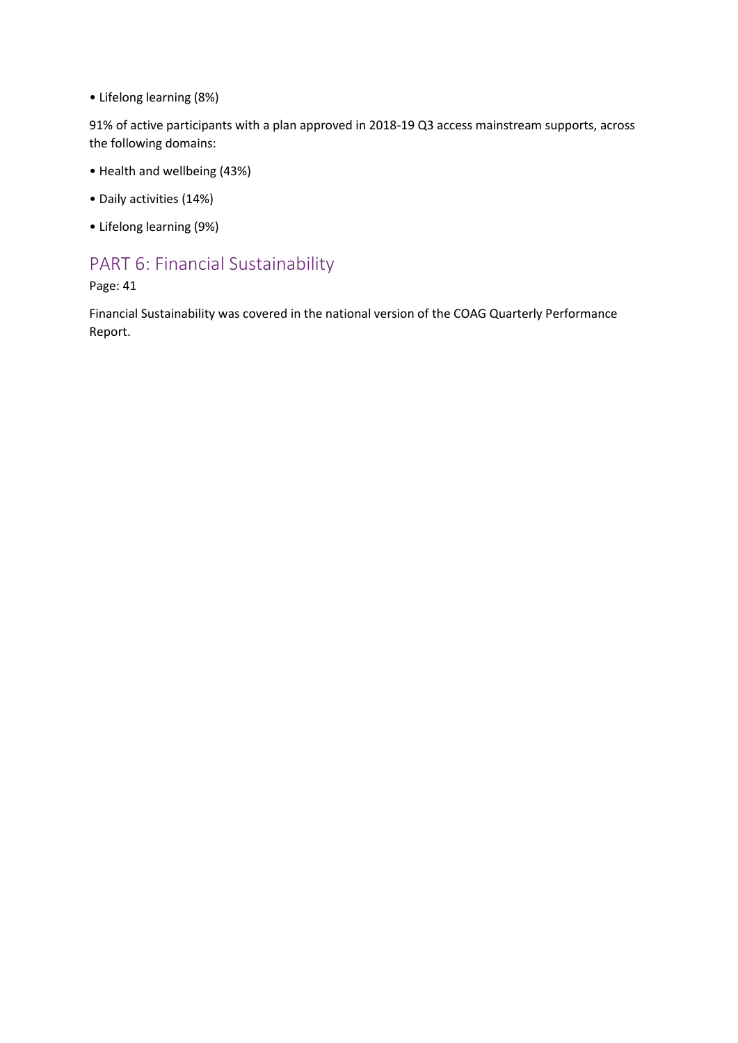- Lifelong learning (8%)

91% of active participants with a plan approved in 2018-19 Q3 access mainstream supports, across the following domains:

- Health and wellbeing (43%)
- Daily activities (14%)
- Lifelong learning (9%)

## PART 6: Financial Sustainability

Page: 41

Financial Sustainability was covered in the national version of the COAG Quarterly Performance Report.